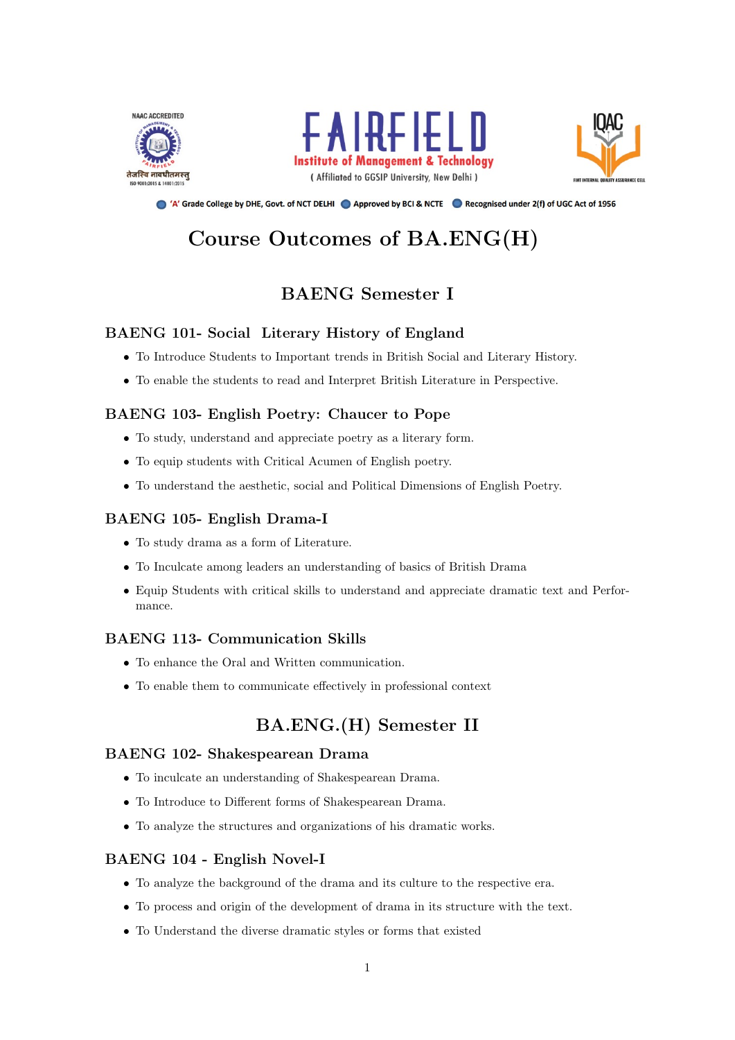FAIRFIELD Institute of Management & Technology
( Affiliated to GGSIP University, New Delhi )

NAAC ACCREDITED

तेजस्वि नावधीतमस्तु

ISO 9001:2015 & 14001:2015

IQAC

FIMT INTERNAL QUALITY ASSURANCE CELL

'A' Grade College by DHE, Govt. of NCT DELHI · Approved by BCI & NCTE · Recognised under 2(f) of UGC Act of 1956

# Course Outcomes of BA.ENG(H)

## BAENG Semester I

### BAENG 101- Social Literary History of England

- To Introduce Students to Important trends in British Social and Literary History.
- To enable the students to read and Interpret British Literature in Perspective.

### BAENG 103- English Poetry: Chaucer to Pope

- To study, understand and appreciate poetry as a literary form.
- To equip students with Critical Acumen of English poetry.
- To understand the aesthetic, social and Political Dimensions of English Poetry.

### BAENG 105- English Drama-I

- To study drama as a form of Literature.
- To Inculcate among leaders an understanding of basics of British Drama
- Equip Students with critical skills to understand and appreciate dramatic text and Performance.

### BAENG 113- Communication Skills

- To enhance the Oral and Written communication.
- To enable them to communicate effectively in professional context

## BA.ENG.(H) Semester II

### BAENG 102- Shakespearean Drama

- To inculcate an understanding of Shakespearean Drama.
- To Introduce to Different forms of Shakespearean Drama.
- To analyze the structures and organizations of his dramatic works.

### BAENG 104 - English Novel-I

- To analyze the background of the drama and its culture to the respective era.
- To process and origin of the development of drama in its structure with the text.
- To Understand the diverse dramatic styles or forms that existed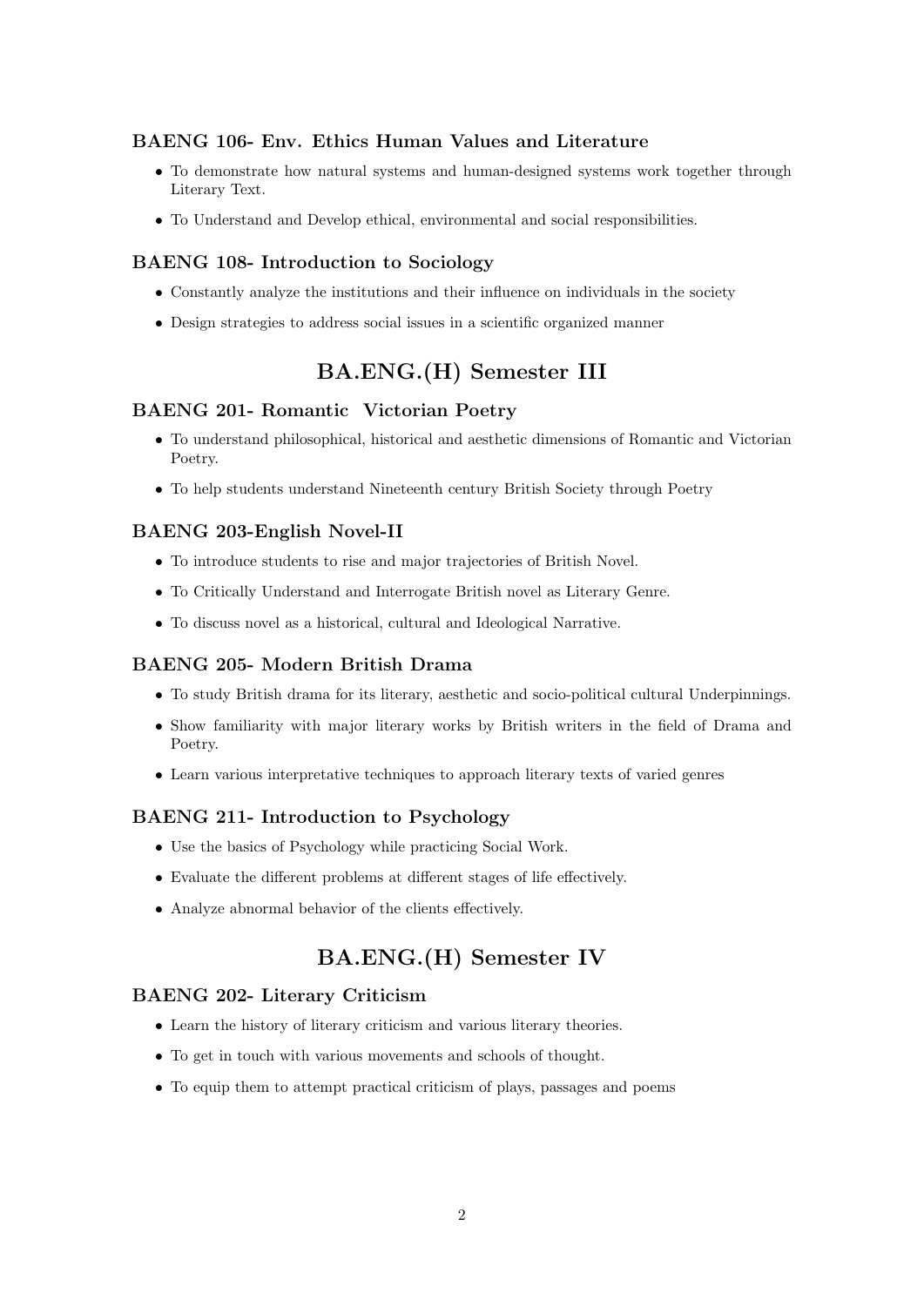### BAENG 106- Env. Ethics Human Values and Literature

- To demonstrate how natural systems and human-designed systems work together through Literary Text.
- To Understand and Develop ethical, environmental and social responsibilities.

### BAENG 108- Introduction to Sociology

- Constantly analyze the institutions and their influence on individuals in the society
- Design strategies to address social issues in a scientific organized manner

## BA.ENG.(H) Semester III

### BAENG 201- Romantic Victorian Poetry

- To understand philosophical, historical and aesthetic dimensions of Romantic and Victorian Poetry.
- To help students understand Nineteenth century British Society through Poetry

### BAENG 203-English Novel-II

- To introduce students to rise and major trajectories of British Novel.
- To Critically Understand and Interrogate British novel as Literary Genre.
- To discuss novel as a historical, cultural and Ideological Narrative.

### BAENG 205- Modern British Drama

- To study British drama for its literary, aesthetic and socio-political cultural Underpinnings.
- Show familiarity with major literary works by British writers in the field of Drama and Poetry.
- Learn various interpretative techniques to approach literary texts of varied genres

### BAENG 211- Introduction to Psychology

- Use the basics of Psychology while practicing Social Work.
- Evaluate the different problems at different stages of life effectively.
- Analyze abnormal behavior of the clients effectively.

## BA.ENG.(H) Semester IV

### BAENG 202- Literary Criticism

- Learn the history of literary criticism and various literary theories.
- To get in touch with various movements and schools of thought.
- To equip them to attempt practical criticism of plays, passages and poems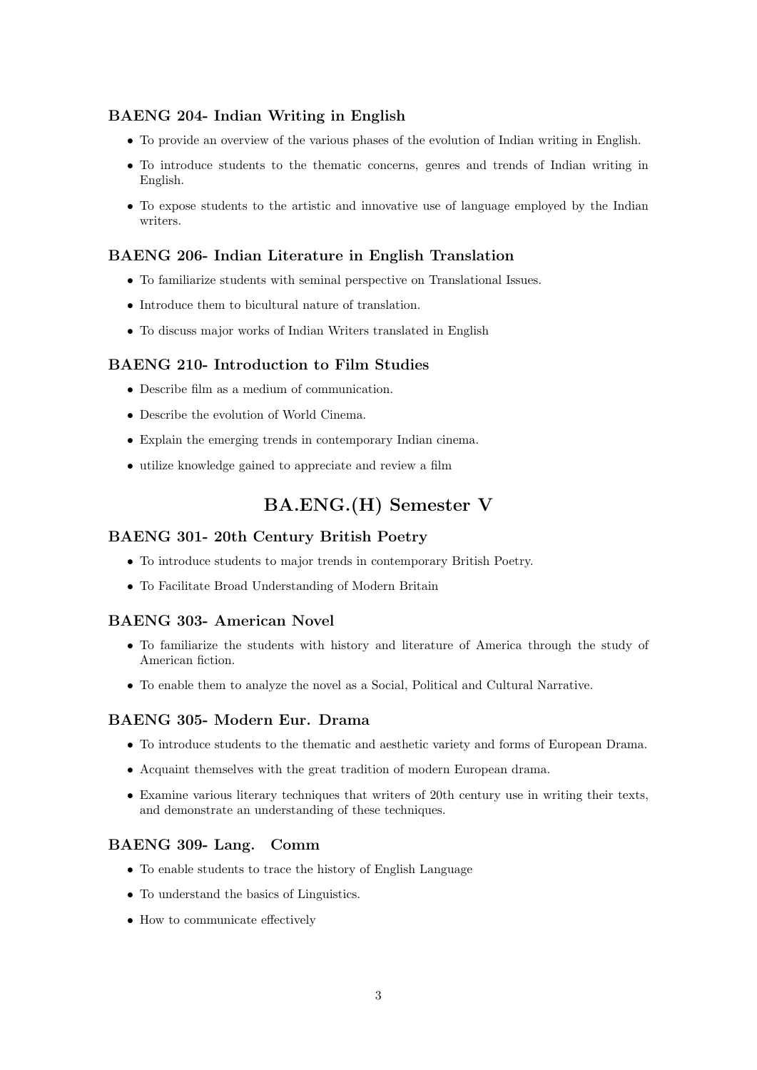### BAENG 204- Indian Writing in English

- To provide an overview of the various phases of the evolution of Indian writing in English.
- To introduce students to the thematic concerns, genres and trends of Indian writing in English.
- To expose students to the artistic and innovative use of language employed by the Indian writers.

### BAENG 206- Indian Literature in English Translation

- To familiarize students with seminal perspective on Translational Issues.
- Introduce them to bicultural nature of translation.
- To discuss major works of Indian Writers translated in English

### BAENG 210- Introduction to Film Studies

- Describe film as a medium of communication.
- Describe the evolution of World Cinema.
- Explain the emerging trends in contemporary Indian cinema.
- utilize knowledge gained to appreciate and review a film

## BA.ENG.(H) Semester V

### BAENG 301- 20th Century British Poetry

- To introduce students to major trends in contemporary British Poetry.
- To Facilitate Broad Understanding of Modern Britain

### BAENG 303- American Novel

- To familiarize the students with history and literature of America through the study of American fiction.
- To enable them to analyze the novel as a Social, Political and Cultural Narrative.

### BAENG 305- Modern Eur. Drama

- To introduce students to the thematic and aesthetic variety and forms of European Drama.
- Acquaint themselves with the great tradition of modern European drama.
- Examine various literary techniques that writers of 20th century use in writing their texts, and demonstrate an understanding of these techniques.

### BAENG 309- Lang. Comm

- To enable students to trace the history of English Language
- To understand the basics of Linguistics.
- How to communicate effectively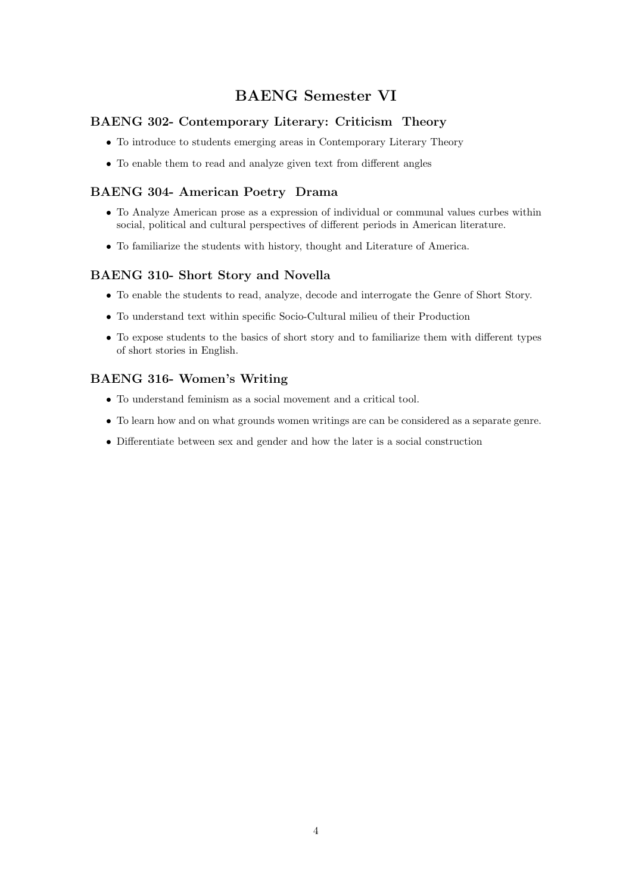# BAENG Semester VI

## BAENG 302- Contemporary Literary: Criticism Theory

- To introduce to students emerging areas in Contemporary Literary Theory
- To enable them to read and analyze given text from different angles

## BAENG 304- American Poetry Drama

- To Analyze American prose as a expression of individual or communal values curbes within social, political and cultural perspectives of different periods in American literature.
- To familiarize the students with history, thought and Literature of America.

## BAENG 310- Short Story and Novella

- To enable the students to read, analyze, decode and interrogate the Genre of Short Story.
- To understand text within specific Socio-Cultural milieu of their Production
- To expose students to the basics of short story and to familiarize them with different types of short stories in English.

## BAENG 316- Women's Writing

- To understand feminism as a social movement and a critical tool.
- To learn how and on what grounds women writings are can be considered as a separate genre.
- Differentiate between sex and gender and how the later is a social construction